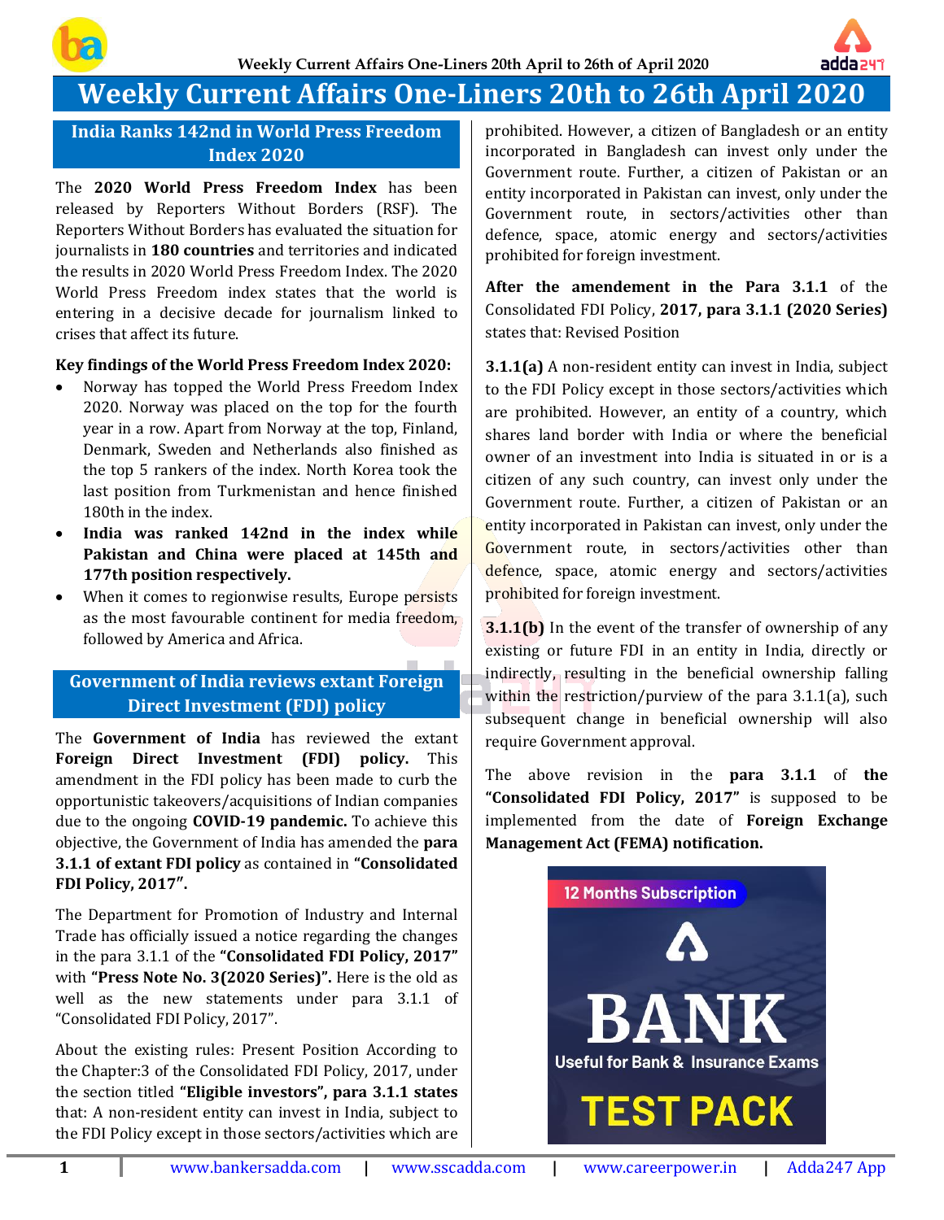# Weekly Current Affairs One-Liners 20th to 26th April 2020

## India Ranks 142nd in World Press Freedom Index 2020

The **2020 World Press Freedom Index** has been released by Reporters Without Borders (RSF). The Reporters Without Borders has evaluated the situation for journalists in **180 countries** and territories and indicated the results in 2020 World Press Freedom Index. The 2020 World Press Freedom index states that the world is entering in a decisive decade for journalism linked to crises that affect its future.

**Key findings of the World Press Freedom Index 2020:**

- Norway has topped the World Press Freedom Index 2020. Norway was placed on the top for the fourth year in a row. Apart from Norway at the top, Finland, Denmark, Sweden and Netherlands also finished as the top 5 rankers of the index. North Korea took the last position from Turkmenistan and hence finished 180th in the index.
- **India was ranked 142nd in the index while Pakistan and China were placed at 145th and 177th position respectively.**
- When it comes to regionwise results, Europe persists as the most favourable continent for media freedom, followed by America and Africa.

## Government of India reviews extant Foreign Direct Investment (FDI) policy

The **Government of India** has reviewed the extant **Foreign Direct Investment (FDI) policy.** This amendment in the FDI policy has been made to curb the opportunistic takeovers/acquisitions of Indian companies due to the ongoing **COVID-19 pandemic.** To achieve this objective, the Government of India has amended the **para 3.1.1 of extant FDI policy** as contained in **"Consolidated FDI Policy, 2017".**

The Department for Promotion of Industry and Internal Trade has officially issued a notice regarding the changes in the para 3.1.1 of the **"Consolidated FDI Policy, 2017"** with **"Press Note No. 3(2020 Series)".** Here is the old as well as the new statements under para 3.1.1 of "Consolidated FDI Policy, 2017".

About the existing rules: Present Position According to the Chapter:3 of the Consolidated FDI Policy, 2017, under the section titled **"Eligible investors", para 3.1.1 states** that: A non-resident entity can invest in India, subject to the FDI Policy except in those sectors/activities which are prohibited. However, a citizen of Bangladesh or an entity incorporated in Bangladesh can invest only under the Government route. Further, a citizen of Pakistan or an entity incorporated in Pakistan can invest, only under the Government route, in sectors/activities other than defence, space, atomic energy and sectors/activities prohibited for foreign investment.

**After the amendement in the Para 3.1.1** of the Consolidated FDI Policy, **2017, para 3.1.1 (2020 Series)** states that: Revised Position

**3.1.1(a)** A non-resident entity can invest in India, subject to the FDI Policy except in those sectors/activities which are prohibited. However, an entity of a country, which shares land border with India or where the beneficial owner of an investment into India is situated in or is a citizen of any such country, can invest only under the Government route. Further, a citizen of Pakistan or an entity incorporated in Pakistan can invest, only under the Government route, in sectors/activities other than defence, space, atomic energy and sectors/activities prohibited for foreign investment.

**3.1.1(b)** In the event of the transfer of ownership of any existing or future FDI in an entity in India, directly or indirectly, resulting in the beneficial ownership falling within the restriction/purview of the para 3.1.1(a), such subsequent change in beneficial ownership will also require Government approval.

The above revision in the **para 3.1.1** of **the "Consolidated FDI Policy, 2017"** is supposed to be implemented from the date of **Foreign Exchange Management Act (FEMA) notification.**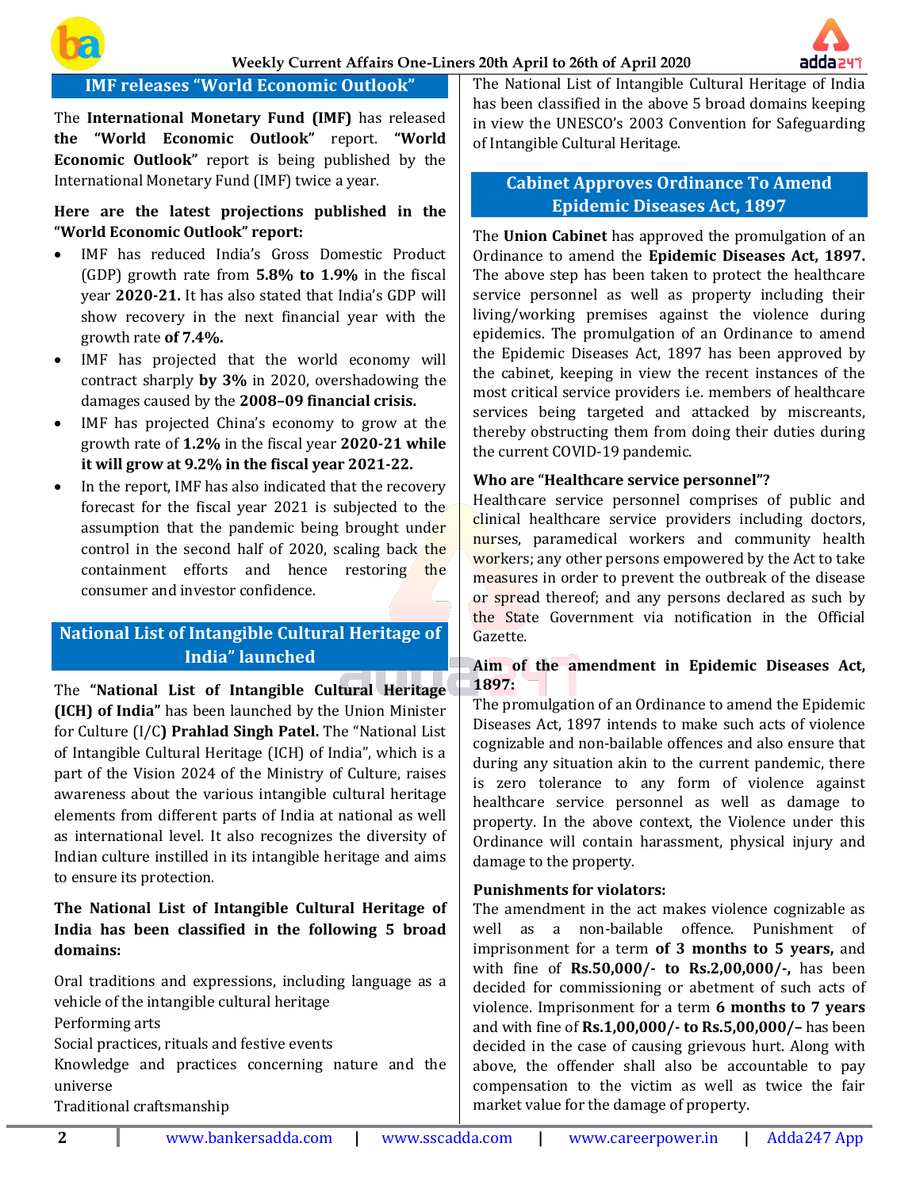## IMF releases "World Economic Outlook"

The **International Monetary Fund (IMF)** has released **the "World Economic Outlook"** report. **"World Economic Outlook"** report is being published by the International Monetary Fund (IMF) twice a year.

**Here are the latest projections published in the "World Economic Outlook" report:**

- IMF has reduced India's Gross Domestic Product (GDP) growth rate from **5.8% to 1.9%** in the fiscal year **2020-21.** It has also stated that India's GDP will show recovery in the next financial year with the growth rate **of 7.4%.**
- IMF has projected that the world economy will contract sharply **by 3%** in 2020, overshadowing the damages caused by the **2008–09 financial crisis.**
- IMF has projected China's economy to grow at the growth rate of **1.2%** in the fiscal year **2020-21 while it will grow at 9.2% in the fiscal year 2021-22.**
- In the report, IMF has also indicated that the recovery forecast for the fiscal year 2021 is subjected to the assumption that the pandemic being brought under control in the second half of 2020, scaling back the containment efforts and hence restoring the consumer and investor confidence.

## National List of Intangible Cultural Heritage of India" launched

The **"National List of Intangible Cultural Heritage (ICH) of India"** has been launched by the Union Minister for Culture (I/C**) Prahlad Singh Patel.** The "National List of Intangible Cultural Heritage (ICH) of India", which is a part of the Vision 2024 of the Ministry of Culture, raises awareness about the various intangible cultural heritage elements from different parts of India at national as well as international level. It also recognizes the diversity of Indian culture instilled in its intangible heritage and aims to ensure its protection.

**The National List of Intangible Cultural Heritage of India has been classified in the following 5 broad domains:**

Oral traditions and expressions, including language as a vehicle of the intangible cultural heritage
Performing arts
Social practices, rituals and festive events
Knowledge and practices concerning nature and the universe
Traditional craftsmanship

The National List of Intangible Cultural Heritage of India has been classified in the above 5 broad domains keeping in view the UNESCO's 2003 Convention for Safeguarding of Intangible Cultural Heritage.

## Cabinet Approves Ordinance To Amend Epidemic Diseases Act, 1897

The **Union Cabinet** has approved the promulgation of an Ordinance to amend the **Epidemic Diseases Act, 1897.** The above step has been taken to protect the healthcare service personnel as well as property including their living/working premises against the violence during epidemics. The promulgation of an Ordinance to amend the Epidemic Diseases Act, 1897 has been approved by the cabinet, keeping in view the recent instances of the most critical service providers i.e. members of healthcare services being targeted and attacked by miscreants, thereby obstructing them from doing their duties during the current COVID-19 pandemic.

**Who are "Healthcare service personnel"?**

Healthcare service personnel comprises of public and clinical healthcare service providers including doctors, nurses, paramedical workers and community health workers; any other persons empowered by the Act to take measures in order to prevent the outbreak of the disease or spread thereof; and any persons declared as such by the State Government via notification in the Official Gazette.

**Aim of the amendment in Epidemic Diseases Act, 1897:**

The promulgation of an Ordinance to amend the Epidemic Diseases Act, 1897 intends to make such acts of violence cognizable and non-bailable offences and also ensure that during any situation akin to the current pandemic, there is zero tolerance to any form of violence against healthcare service personnel as well as damage to property. In the above context, the Violence under this Ordinance will contain harassment, physical injury and damage to the property.

**Punishments for violators:**

The amendment in the act makes violence cognizable as well as a non-bailable offence. Punishment of imprisonment for a term **of 3 months to 5 years,** and with fine of **Rs.50,000/- to Rs.2,00,000/-,** has been decided for commissioning or abetment of such acts of violence. Imprisonment for a term **6 months to 7 years** and with fine of **Rs.1,00,000/- to Rs.5,00,000/–** has been decided in the case of causing grievous hurt. Along with above, the offender shall also be accountable to pay compensation to the victim as well as twice the fair market value for the damage of property.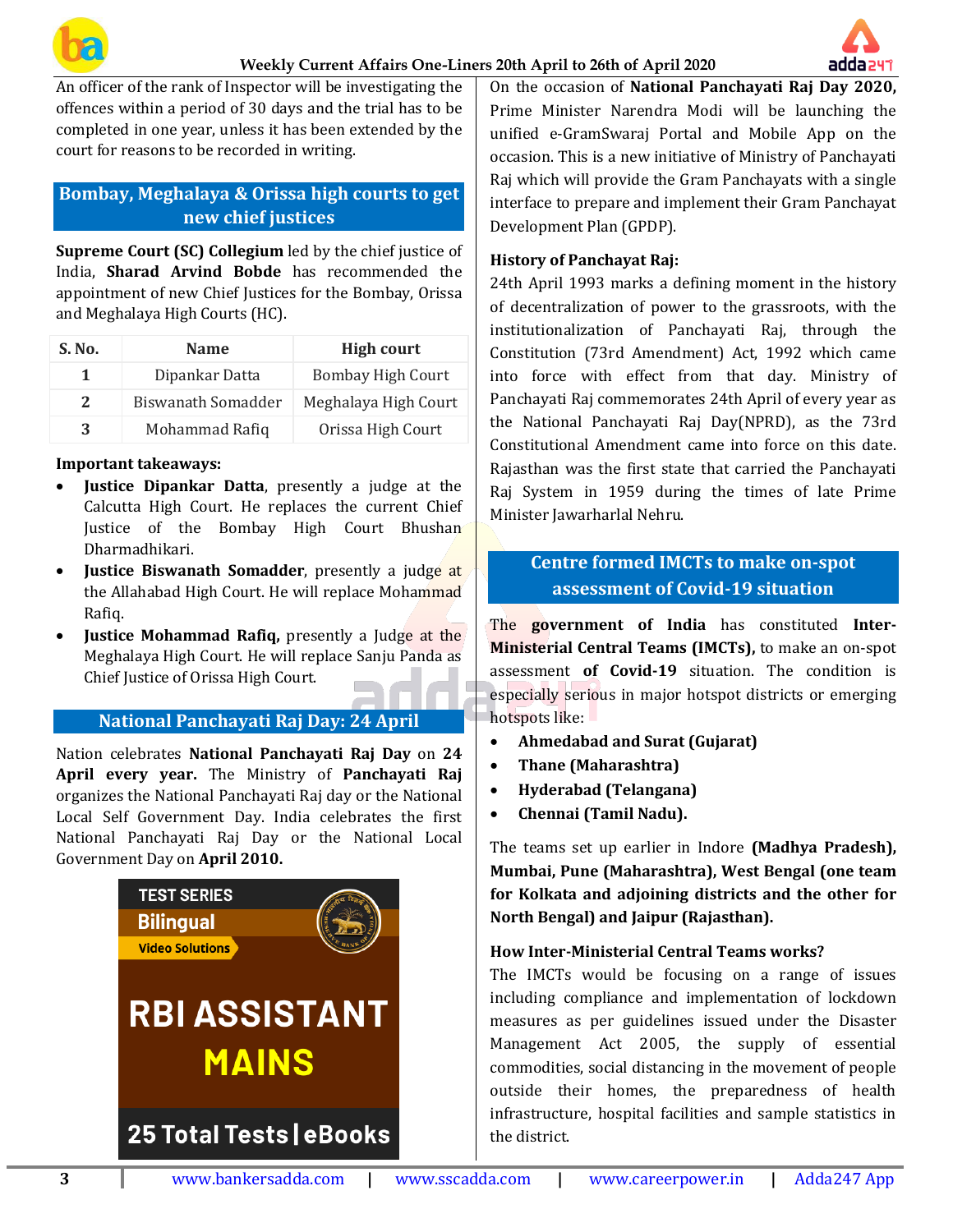An officer of the rank of Inspector will be investigating the offences within a period of 30 days and the trial has to be completed in one year, unless it has been extended by the court for reasons to be recorded in writing.

## Bombay, Meghalaya & Orissa high courts to get new chief justices

**Supreme Court (SC) Collegium** led by the chief justice of India, **Sharad Arvind Bobde** has recommended the appointment of new Chief Justices for the Bombay, Orissa and Meghalaya High Courts (HC).

| S. No. | Name | High court |
|---|---|---|
| 1 | Dipankar Datta | Bombay High Court |
| 2 | Biswanath Somadder | Meghalaya High Court |
| 3 | Mohammad Rafiq | Orissa High Court |

**Important takeaways:**

- **Justice Dipankar Datta**, presently a judge at the Calcutta High Court. He replaces the current Chief Justice of the Bombay High Court Bhushan Dharmadhikari.
- **Justice Biswanath Somadder**, presently a judge at the Allahabad High Court. He will replace Mohammad Rafiq.
- **Justice Mohammad Rafiq,** presently a Judge at the Meghalaya High Court. He will replace Sanju Panda as Chief Justice of Orissa High Court.

## National Panchayati Raj Day: 24 April

Nation celebrates **National Panchayati Raj Day** on **24 April every year.** The Ministry of **Panchayati Raj** organizes the National Panchayati Raj day or the National Local Self Government Day. India celebrates the first National Panchayati Raj Day or the National Local Government Day on **April 2010.**

TEST SERIES
Bilingual
Video Solutions
RBI ASSISTANT MAINS
25 Total Tests | eBooks

On the occasion of **National Panchayati Raj Day 2020,** Prime Minister Narendra Modi will be launching the unified e-GramSwaraj Portal and Mobile App on the occasion. This is a new initiative of Ministry of Panchayati Raj which will provide the Gram Panchayats with a single interface to prepare and implement their Gram Panchayat Development Plan (GPDP).

**History of Panchayat Raj:**

24th April 1993 marks a defining moment in the history of decentralization of power to the grassroots, with the institutionalization of Panchayati Raj, through the Constitution (73rd Amendment) Act, 1992 which came into force with effect from that day. Ministry of Panchayati Raj commemorates 24th April of every year as the National Panchayati Raj Day(NPRD), as the 73rd Constitutional Amendment came into force on this date. Rajasthan was the first state that carried the Panchayati Raj System in 1959 during the times of late Prime Minister Jawarharlal Nehru.

## Centre formed IMCTs to make on-spot assessment of Covid-19 situation

The **government of India** has constituted **Inter-Ministerial Central Teams (IMCTs),** to make an on-spot assessment **of Covid-19** situation. The condition is especially serious in major hotspot districts or emerging hotspots like:

- **Ahmedabad and Surat (Gujarat)**
- **Thane (Maharashtra)**
- **Hyderabad (Telangana)**
- **Chennai (Tamil Nadu).**

The teams set up earlier in Indore **(Madhya Pradesh), Mumbai, Pune (Maharashtra), West Bengal (one team for Kolkata and adjoining districts and the other for North Bengal) and Jaipur (Rajasthan).**

**How Inter-Ministerial Central Teams works?**

The IMCTs would be focusing on a range of issues including compliance and implementation of lockdown measures as per guidelines issued under the Disaster Management Act 2005, the supply of essential commodities, social distancing in the movement of people outside their homes, the preparedness of health infrastructure, hospital facilities and sample statistics in the district.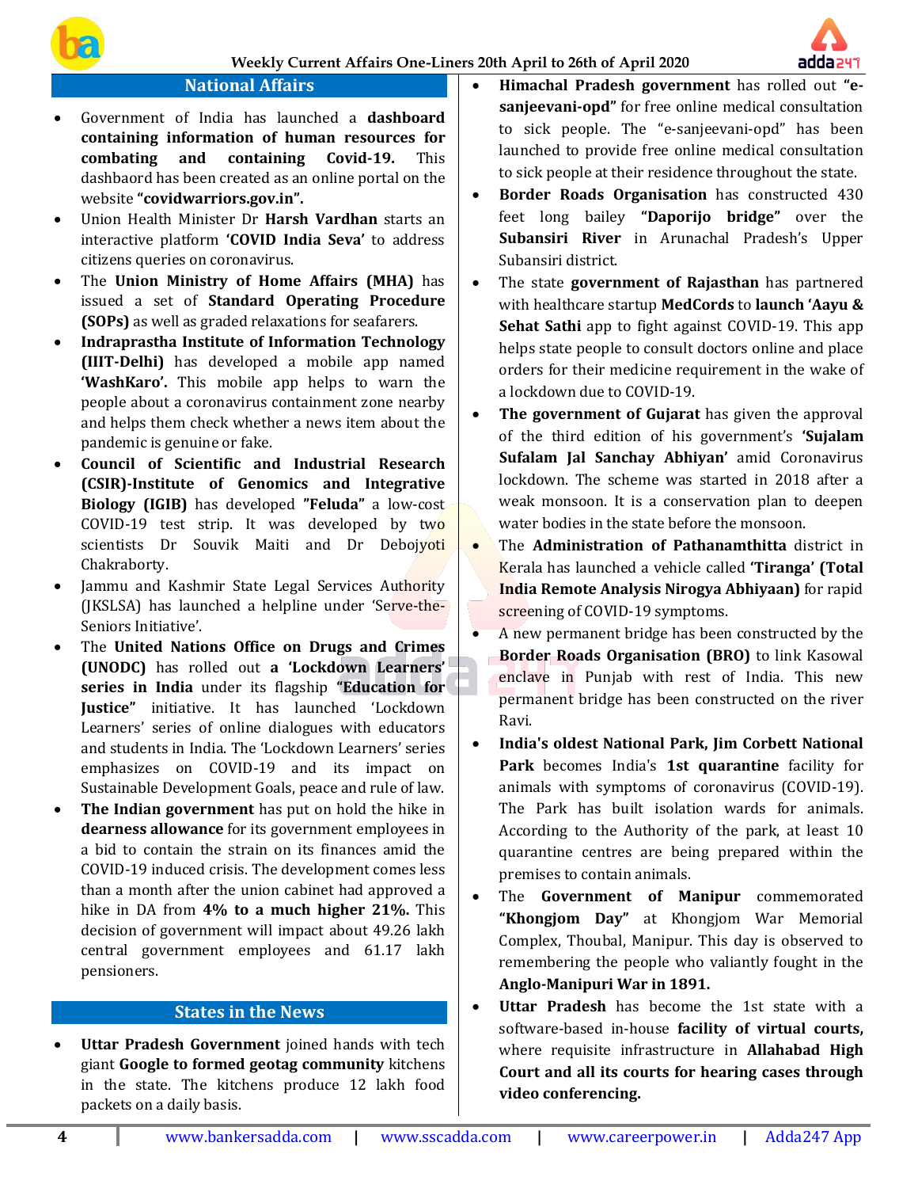## National Affairs

- Government of India has launched a **dashboard containing information of human resources for combating and containing Covid-19.** This dashbaord has been created as an online portal on the website **"covidwarriors.gov.in".**
- Union Health Minister Dr **Harsh Vardhan** starts an interactive platform **'COVID India Seva'** to address citizens queries on coronavirus.
- The **Union Ministry of Home Affairs (MHA)** has issued a set of **Standard Operating Procedure (SOPs)** as well as graded relaxations for seafarers.
- **Indraprastha Institute of Information Technology (IIIT-Delhi)** has developed a mobile app named **'WashKaro'.** This mobile app helps to warn the people about a coronavirus containment zone nearby and helps them check whether a news item about the pandemic is genuine or fake.
- **Council of Scientific and Industrial Research (CSIR)-Institute of Genomics and Integrative Biology (IGIB)** has developed **"Feluda"** a low-cost COVID-19 test strip. It was developed by two scientists Dr Souvik Maiti and Dr Debojyoti Chakraborty.
- Jammu and Kashmir State Legal Services Authority (JKSLSA) has launched a helpline under 'Serve-the-Seniors Initiative'.
- The **United Nations Office on Drugs and Crimes (UNODC)** has rolled out **a 'Lockdown Learners' series in India** under its flagship **"Education for Justice"** initiative. It has launched 'Lockdown Learners' series of online dialogues with educators and students in India. The 'Lockdown Learners' series emphasizes on COVID-19 and its impact on Sustainable Development Goals, peace and rule of law.
- **The Indian government** has put on hold the hike in **dearness allowance** for its government employees in a bid to contain the strain on its finances amid the COVID-19 induced crisis. The development comes less than a month after the union cabinet had approved a hike in DA from **4% to a much higher 21%.** This decision of government will impact about 49.26 lakh central government employees and 61.17 lakh pensioners.

## States in the News

- **Uttar Pradesh Government** joined hands with tech giant **Google to formed geotag community** kitchens in the state. The kitchens produce 12 lakh food packets on a daily basis.
- **Himachal Pradesh government** has rolled out **"e-sanjeevani-opd"** for free online medical consultation to sick people. The "e-sanjeevani-opd" has been launched to provide free online medical consultation to sick people at their residence throughout the state.
- **Border Roads Organisation** has constructed 430 feet long bailey **"Daporijo bridge"** over the **Subansiri River** in Arunachal Pradesh's Upper Subansiri district.
- The state **government of Rajasthan** has partnered with healthcare startup **MedCords** to **launch 'Aayu & Sehat Sathi** app to fight against COVID-19. This app helps state people to consult doctors online and place orders for their medicine requirement in the wake of a lockdown due to COVID-19.
- **The government of Gujarat** has given the approval of the third edition of his government's **'Sujalam Sufalam Jal Sanchay Abhiyan'** amid Coronavirus lockdown. The scheme was started in 2018 after a weak monsoon. It is a conservation plan to deepen water bodies in the state before the monsoon.
- The **Administration of Pathanamthitta** district in Kerala has launched a vehicle called **'Tiranga' (Total India Remote Analysis Nirogya Abhiyaan)** for rapid screening of COVID-19 symptoms.
- A new permanent bridge has been constructed by the **Border Roads Organisation (BRO)** to link Kasowal enclave in Punjab with rest of India. This new permanent bridge has been constructed on the river Ravi.
- **India's oldest National Park, Jim Corbett National Park** becomes India's **1st quarantine** facility for animals with symptoms of coronavirus (COVID-19). The Park has built isolation wards for animals. According to the Authority of the park, at least 10 quarantine centres are being prepared within the premises to contain animals.
- The **Government of Manipur** commemorated **"Khongjom Day"** at Khongjom War Memorial Complex, Thoubal, Manipur. This day is observed to remembering the people who valiantly fought in the **Anglo-Manipuri War in 1891.**
- **Uttar Pradesh** has become the 1st state with a software-based in-house **facility of virtual courts,** where requisite infrastructure in **Allahabad High Court and all its courts for hearing cases through video conferencing.**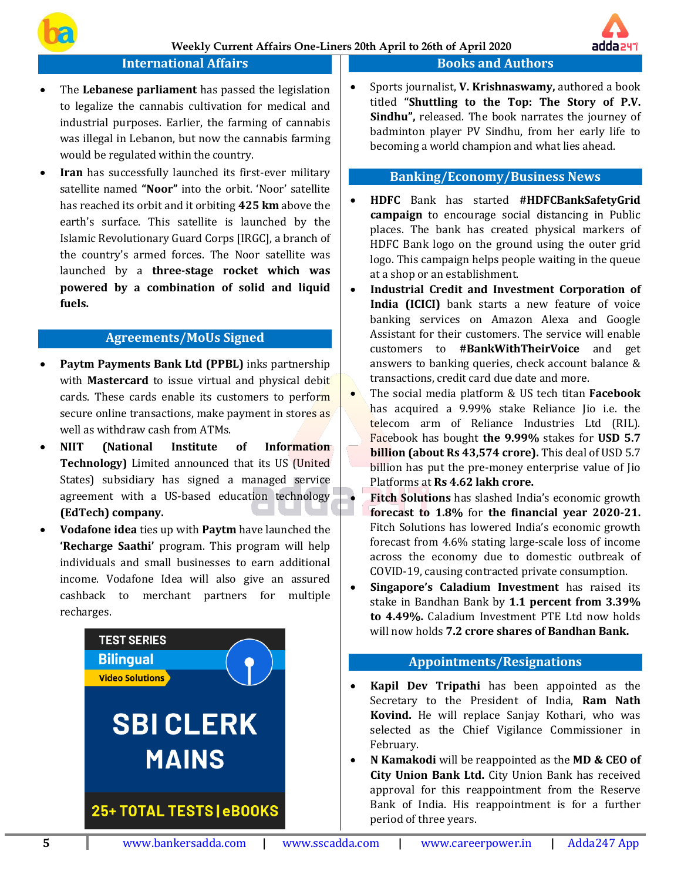## International Affairs

- The **Lebanese parliament** has passed the legislation to legalize the cannabis cultivation for medical and industrial purposes. Earlier, the farming of cannabis was illegal in Lebanon, but now the cannabis farming would be regulated within the country.
- **Iran** has successfully launched its first-ever military satellite named **"Noor"** into the orbit. 'Noor' satellite has reached its orbit and it orbiting **425 km** above the earth's surface. This satellite is launched by the Islamic Revolutionary Guard Corps [IRGC], a branch of the country's armed forces. The Noor satellite was launched by a **three-stage rocket which was powered by a combination of solid and liquid fuels.**

## Agreements/MoUs Signed

- **Paytm Payments Bank Ltd (PPBL)** inks partnership with **Mastercard** to issue virtual and physical debit cards. These cards enable its customers to perform secure online transactions, make payment in stores as well as withdraw cash from ATMs.
- **NIIT (National Institute of Information Technology)** Limited announced that its US (United States) subsidiary has signed a managed service agreement with a US-based education technology **(EdTech) company.**
- **Vodafone idea** ties up with **Paytm** have launched the **'Recharge Saathi'** program. This program will help individuals and small businesses to earn additional income. Vodafone Idea will also give an assured cashback to merchant partners for multiple recharges.

TEST SERIES
Bilingual
Video Solutions
SBI CLERK MAINS
25+ TOTAL TESTS | eBOOKS

## Books and Authors

- Sports journalist, **V. Krishnaswamy,** authored a book titled **"Shuttling to the Top: The Story of P.V. Sindhu",** released. The book narrates the journey of badminton player PV Sindhu, from her early life to becoming a world champion and what lies ahead.

## Banking/Economy/Business News

- **HDFC** Bank has started **#HDFCBankSafetyGrid campaign** to encourage social distancing in Public places. The bank has created physical markers of HDFC Bank logo on the ground using the outer grid logo. This campaign helps people waiting in the queue at a shop or an establishment.
- **Industrial Credit and Investment Corporation of India (ICICI)** bank starts a new feature of voice banking services on Amazon Alexa and Google Assistant for their customers. The service will enable customers to **#BankWithTheirVoice** and get answers to banking queries, check account balance & transactions, credit card due date and more.
- The social media platform & US tech titan **Facebook** has acquired a 9.99% stake Reliance Jio i.e. the telecom arm of Reliance Industries Ltd (RIL). Facebook has bought **the 9.99%** stakes for **USD 5.7 billion (about Rs 43,574 crore).** This deal of USD 5.7 billion has put the pre-money enterprise value of Jio Platforms at **Rs 4.62 lakh crore.**
- **Fitch Solutions** has slashed India's economic growth **forecast to 1.8%** for **the financial year 2020-21.** Fitch Solutions has lowered India's economic growth forecast from 4.6% stating large-scale loss of income across the economy due to domestic outbreak of COVID-19, causing contracted private consumption.
- **Singapore's Caladium Investment** has raised its stake in Bandhan Bank by **1.1 percent from 3.39% to 4.49%.** Caladium Investment PTE Ltd now holds will now holds **7.2 crore shares of Bandhan Bank.**

## Appointments/Resignations

- **Kapil Dev Tripathi** has been appointed as the Secretary to the President of India, **Ram Nath Kovind.** He will replace Sanjay Kothari, who was selected as the Chief Vigilance Commissioner in February.
- **N Kamakodi** will be reappointed as the **MD & CEO of City Union Bank Ltd.** City Union Bank has received approval for this reappointment from the Reserve Bank of India. His reappointment is for a further period of three years.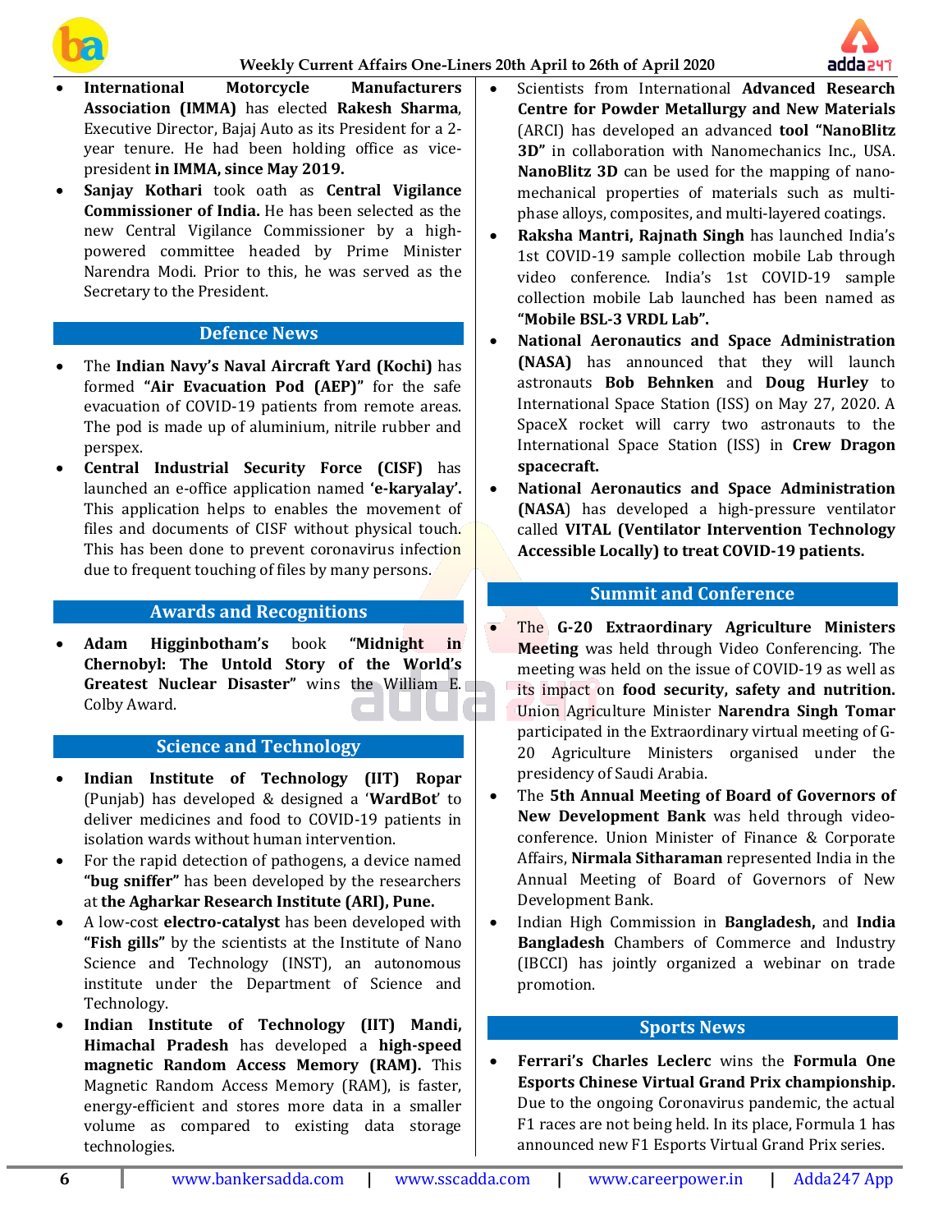- **International Motorcycle Manufacturers Association (IMMA)** has elected **Rakesh Sharma**, Executive Director, Bajaj Auto as its President for a 2-year tenure. He had been holding office as vice-president **in IMMA, since May 2019.**
- **Sanjay Kothari** took oath as **Central Vigilance Commissioner of India.** He has been selected as the new Central Vigilance Commissioner by a high-powered committee headed by Prime Minister Narendra Modi. Prior to this, he was served as the Secretary to the President.

## Defence News

- The **Indian Navy's Naval Aircraft Yard (Kochi)** has formed **"Air Evacuation Pod (AEP)"** for the safe evacuation of COVID-19 patients from remote areas. The pod is made up of aluminium, nitrile rubber and perspex.
- **Central Industrial Security Force (CISF)** has launched an e-office application named **'e-karyalay'.** This application helps to enables the movement of files and documents of CISF without physical touch. This has been done to prevent coronavirus infection due to frequent touching of files by many persons.

## Awards and Recognitions

- **Adam Higginbotham's** book **"Midnight in Chernobyl: The Untold Story of the World's Greatest Nuclear Disaster"** wins the William E. Colby Award.

## Science and Technology

- **Indian Institute of Technology (IIT) Ropar** (Punjab) has developed & designed a '**WardBot**' to deliver medicines and food to COVID-19 patients in isolation wards without human intervention.
- For the rapid detection of pathogens, a device named **"bug sniffer"** has been developed by the researchers at **the Agharkar Research Institute (ARI), Pune.**
- A low-cost **electro-catalyst** has been developed with **"Fish gills"** by the scientists at the Institute of Nano Science and Technology (INST), an autonomous institute under the Department of Science and Technology.
- **Indian Institute of Technology (IIT) Mandi, Himachal Pradesh** has developed a **high-speed magnetic Random Access Memory (RAM).** This Magnetic Random Access Memory (RAM), is faster, energy-efficient and stores more data in a smaller volume as compared to existing data storage technologies.
- Scientists from International **Advanced Research Centre for Powder Metallurgy and New Materials** (ARCI) has developed an advanced **tool "NanoBlitz 3D"** in collaboration with Nanomechanics Inc., USA. **NanoBlitz 3D** can be used for the mapping of nano-mechanical properties of materials such as multi-phase alloys, composites, and multi-layered coatings.
- **Raksha Mantri, Rajnath Singh** has launched India's 1st COVID-19 sample collection mobile Lab through video conference. India's 1st COVID-19 sample collection mobile Lab launched has been named as **"Mobile BSL-3 VRDL Lab".**
- **National Aeronautics and Space Administration (NASA)** has announced that they will launch astronauts **Bob Behnken** and **Doug Hurley** to International Space Station (ISS) on May 27, 2020. A SpaceX rocket will carry two astronauts to the International Space Station (ISS) in **Crew Dragon spacecraft.**
- **National Aeronautics and Space Administration (NASA)** has developed a high-pressure ventilator called **VITAL (Ventilator Intervention Technology Accessible Locally) to treat COVID-19 patients.**

## Summit and Conference

- The **G-20 Extraordinary Agriculture Ministers Meeting** was held through Video Conferencing. The meeting was held on the issue of COVID-19 as well as its impact on **food security, safety and nutrition.** Union Agriculture Minister **Narendra Singh Tomar** participated in the Extraordinary virtual meeting of G-20 Agriculture Ministers organised under the presidency of Saudi Arabia.
- The **5th Annual Meeting of Board of Governors of New Development Bank** was held through video-conference. Union Minister of Finance & Corporate Affairs, **Nirmala Sitharaman** represented India in the Annual Meeting of Board of Governors of New Development Bank.
- Indian High Commission in **Bangladesh,** and **India Bangladesh** Chambers of Commerce and Industry (IBCCI) has jointly organized a webinar on trade promotion.

## Sports News

- **Ferrari's Charles Leclerc** wins the **Formula One Esports Chinese Virtual Grand Prix championship.** Due to the ongoing Coronavirus pandemic, the actual F1 races are not being held. In its place, Formula 1 has announced new F1 Esports Virtual Grand Prix series.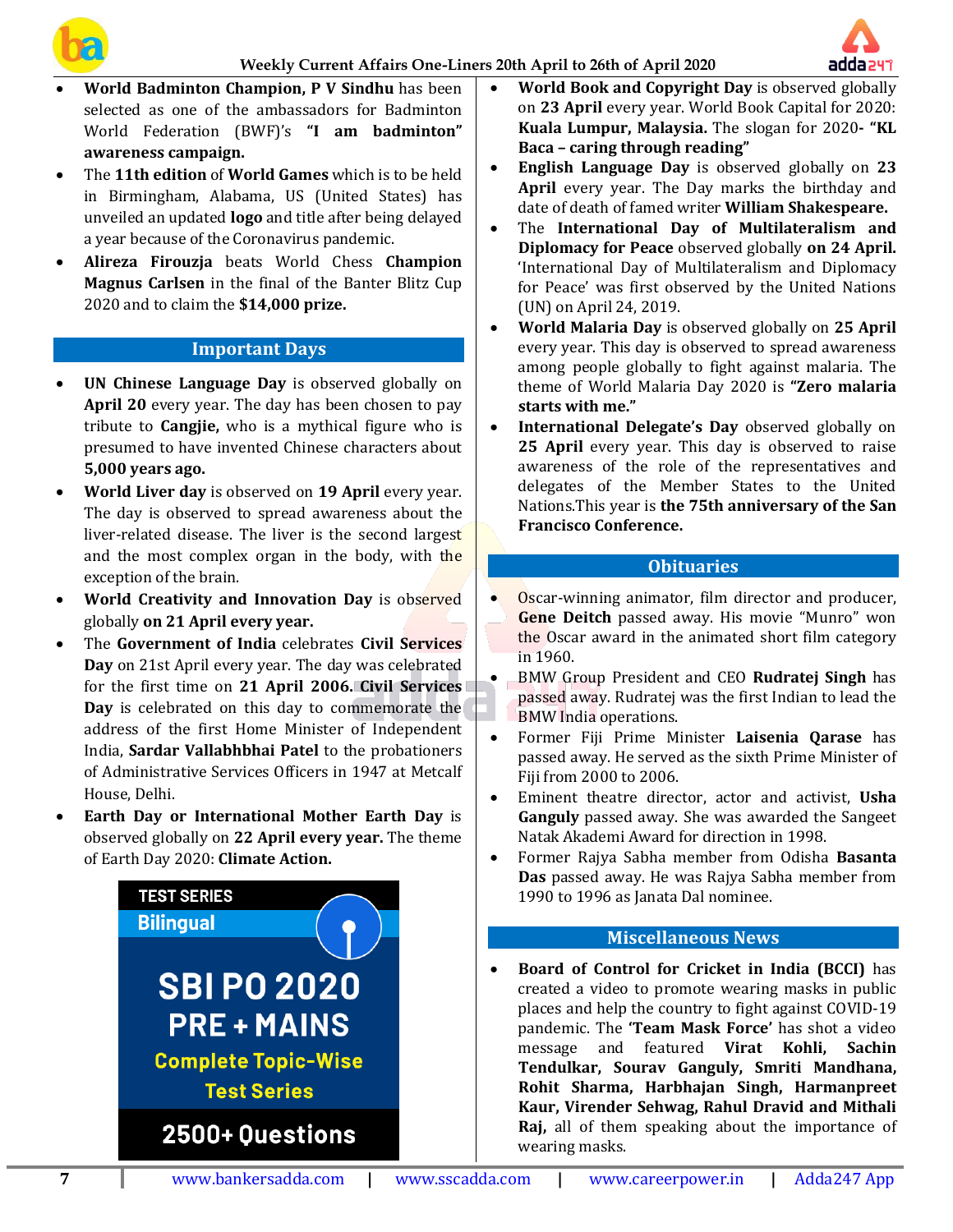- **World Badminton Champion, P V Sindhu** has been selected as one of the ambassadors for Badminton World Federation (BWF)'s **"I am badminton" awareness campaign.**
- The **11th edition** of **World Games** which is to be held in Birmingham, Alabama, US (United States) has unveiled an updated **logo** and title after being delayed a year because of the Coronavirus pandemic.
- **Alireza Firouzja** beats World Chess **Champion Magnus Carlsen** in the final of the Banter Blitz Cup 2020 and to claim the **$14,000 prize.**

## Important Days

- **UN Chinese Language Day** is observed globally on **April 20** every year. The day has been chosen to pay tribute to **Cangjie,** who is a mythical figure who is presumed to have invented Chinese characters about **5,000 years ago.**
- **World Liver day** is observed on **19 April** every year. The day is observed to spread awareness about the liver-related disease. The liver is the second largest and the most complex organ in the body, with the exception of the brain.
- **World Creativity and Innovation Day** is observed globally **on 21 April every year.**
- The **Government of India** celebrates **Civil Services Day** on 21st April every year. The day was celebrated for the first time on **21 April 2006. Civil Services Day** is celebrated on this day to commemorate the address of the first Home Minister of Independent India, **Sardar Vallabhbhai Patel** to the probationers of Administrative Services Officers in 1947 at Metcalf House, Delhi.
- **Earth Day or International Mother Earth Day** is observed globally on **22 April every year.** The theme of Earth Day 2020: **Climate Action.**

TEST SERIES
Bilingual
SBI PO 2020
PRE + MAINS
Complete Topic-Wise Test Series
2500+ Questions

- **World Book and Copyright Day** is observed globally on **23 April** every year. World Book Capital for 2020: **Kuala Lumpur, Malaysia.** The slogan for 2020- **"KL Baca – caring through reading"**
- **English Language Day** is observed globally on **23 April** every year. The Day marks the birthday and date of death of famed writer **William Shakespeare.**
- The **International Day of Multilateralism and Diplomacy for Peace** observed globally **on 24 April.** 'International Day of Multilateralism and Diplomacy for Peace' was first observed by the United Nations (UN) on April 24, 2019.
- **World Malaria Day** is observed globally on **25 April** every year. This day is observed to spread awareness among people globally to fight against malaria. The theme of World Malaria Day 2020 is **"Zero malaria starts with me."**
- **International Delegate's Day** observed globally on **25 April** every year. This day is observed to raise awareness of the role of the representatives and delegates of the Member States to the United Nations.This year is **the 75th anniversary of the San Francisco Conference.**

## Obituaries

- Oscar-winning animator, film director and producer, **Gene Deitch** passed away. His movie "Munro" won the Oscar award in the animated short film category in 1960.
- BMW Group President and CEO **Rudratej Singh** has passed away. Rudratej was the first Indian to lead the BMW India operations.
- Former Fiji Prime Minister **Laisenia Qarase** has passed away. He served as the sixth Prime Minister of Fiji from 2000 to 2006.
- Eminent theatre director, actor and activist, **Usha Ganguly** passed away. She was awarded the Sangeet Natak Akademi Award for direction in 1998.
- Former Rajya Sabha member from Odisha **Basanta Das** passed away. He was Rajya Sabha member from 1990 to 1996 as Janata Dal nominee.

## Miscellaneous News

- **Board of Control for Cricket in India (BCCI)** has created a video to promote wearing masks in public places and help the country to fight against COVID-19 pandemic. The **'Team Mask Force'** has shot a video message and featured **Virat Kohli, Sachin Tendulkar, Sourav Ganguly, Smriti Mandhana, Rohit Sharma, Harbhajan Singh, Harmanpreet Kaur, Virender Sehwag, Rahul Dravid and Mithali Raj,** all of them speaking about the importance of wearing masks.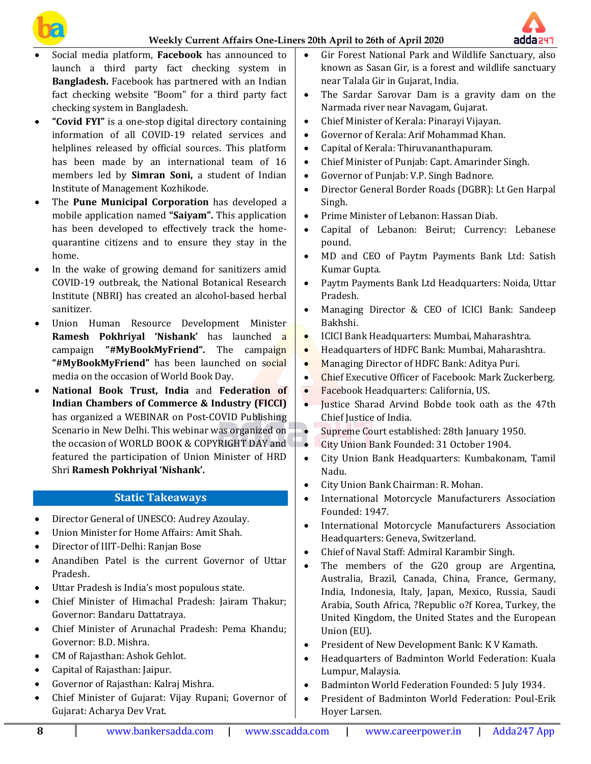- Social media platform, **Facebook** has announced to launch a third party fact checking system in **Bangladesh.** Facebook has partnered with an Indian fact checking website "Boom" for a third party fact checking system in Bangladesh.
- **"Covid FYI"** is a one-stop digital directory containing information of all COVID-19 related services and helplines released by official sources. This platform has been made by an international team of 16 members led by **Simran Soni,** a student of Indian Institute of Management Kozhikode.
- The **Pune Municipal Corporation** has developed a mobile application named **"Saiyam".** This application has been developed to effectively track the home-quarantine citizens and to ensure they stay in the home.
- In the wake of growing demand for sanitizers amid COVID-19 outbreak, the National Botanical Research Institute (NBRI) has created an alcohol-based herbal sanitizer.
- Union Human Resource Development Minister **Ramesh Pokhriyal 'Nishank'** has launched a campaign **"#MyBookMyFriend".** The campaign **"#MyBookMyFriend"** has been launched on social media on the occasion of World Book Day.
- **National Book Trust, India** and **Federation of Indian Chambers of Commerce & Industry (FICCI)** has organized a WEBINAR on Post-COVID Publishing Scenario in New Delhi. This webinar was organized on the occasion of WORLD BOOK & COPYRIGHT DAY and featured the participation of Union Minister of HRD Shri **Ramesh Pokhriyal 'Nishank'.**

## Static Takeaways

- Director General of UNESCO: Audrey Azoulay.
- Union Minister for Home Affairs: Amit Shah.
- Director of IIIT-Delhi: Ranjan Bose
- Anandiben Patel is the current Governor of Uttar Pradesh.
- Uttar Pradesh is India's most populous state.
- Chief Minister of Himachal Pradesh: Jairam Thakur; Governor: Bandaru Dattatraya.
- Chief Minister of Arunachal Pradesh: Pema Khandu; Governor: B.D. Mishra.
- CM of Rajasthan: Ashok Gehlot.
- Capital of Rajasthan: Jaipur.
- Governor of Rajasthan: Kalraj Mishra.
- Chief Minister of Gujarat: Vijay Rupani; Governor of Gujarat: Acharya Dev Vrat.
- Gir Forest National Park and Wildlife Sanctuary, also known as Sasan Gir, is a forest and wildlife sanctuary near Talala Gir in Gujarat, India.
- The Sardar Sarovar Dam is a gravity dam on the Narmada river near Navagam, Gujarat.
- Chief Minister of Kerala: Pinarayi Vijayan.
- Governor of Kerala: Arif Mohammad Khan.
- Capital of Kerala: Thiruvananthapuram.
- Chief Minister of Punjab: Capt. Amarinder Singh.
- Governor of Punjab: V.P. Singh Badnore.
- Director General Border Roads (DGBR): Lt Gen Harpal Singh.
- Prime Minister of Lebanon: Hassan Diab.
- Capital of Lebanon: Beirut; Currency: Lebanese pound.
- MD and CEO of Paytm Payments Bank Ltd: Satish Kumar Gupta.
- Paytm Payments Bank Ltd Headquarters: Noida, Uttar Pradesh.
- Managing Director & CEO of ICICI Bank: Sandeep Bakhshi.
- ICICI Bank Headquarters: Mumbai, Maharashtra.
- Headquarters of HDFC Bank: Mumbai, Maharashtra.
- Managing Director of HDFC Bank: Aditya Puri.
- Chief Executive Officer of Facebook: Mark Zuckerberg.
- Facebook Headquarters: California, US.
- Justice Sharad Arvind Bobde took oath as the 47th Chief Justice of India.
- Supreme Court established: 28th January 1950.
- City Union Bank Founded: 31 October 1904.
- City Union Bank Headquarters: Kumbakonam, Tamil Nadu.
- City Union Bank Chairman: R. Mohan.
- International Motorcycle Manufacturers Association Founded: 1947.
- International Motorcycle Manufacturers Association Headquarters: Geneva, Switzerland.
- Chief of Naval Staff: Admiral Karambir Singh.
- The members of the G20 group are Argentina, Australia, Brazil, Canada, China, France, Germany, India, Indonesia, Italy, Japan, Mexico, Russia, Saudi Arabia, South Africa, ?Republic o?f Korea, Turkey, the United Kingdom, the United States and the European Union (EU).
- President of New Development Bank: K V Kamath.
- Headquarters of Badminton World Federation: Kuala Lumpur, Malaysia.
- Badminton World Federation Founded: 5 July 1934.
- President of Badminton World Federation: Poul-Erik Hoyer Larsen.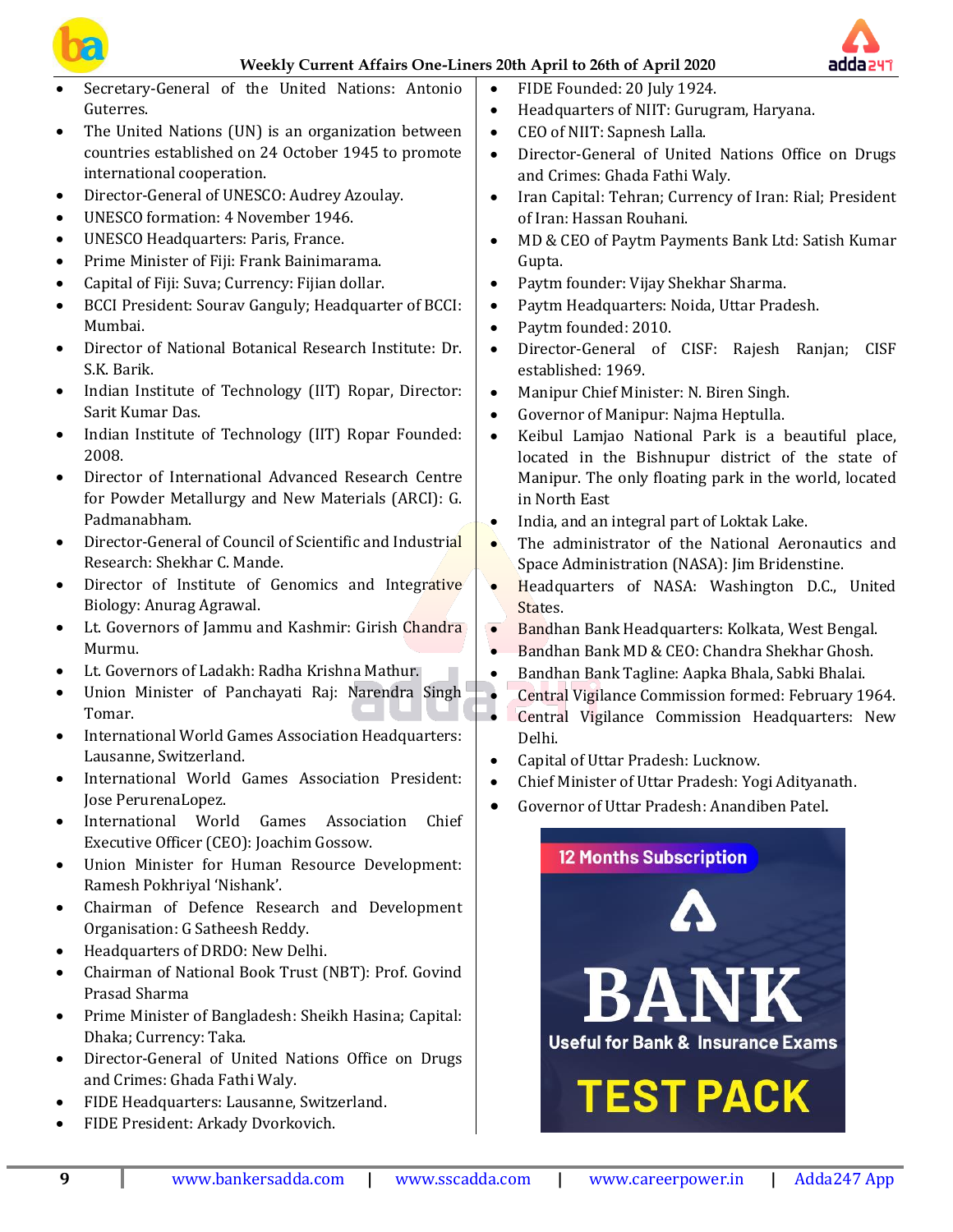- Secretary-General of the United Nations: Antonio Guterres.
- The United Nations (UN) is an organization between countries established on 24 October 1945 to promote international cooperation.
- Director-General of UNESCO: Audrey Azoulay.
- UNESCO formation: 4 November 1946.
- UNESCO Headquarters: Paris, France.
- Prime Minister of Fiji: Frank Bainimarama.
- Capital of Fiji: Suva; Currency: Fijian dollar.
- BCCI President: Sourav Ganguly; Headquarter of BCCI: Mumbai.
- Director of National Botanical Research Institute: Dr. S.K. Barik.
- Indian Institute of Technology (IIT) Ropar, Director: Sarit Kumar Das.
- Indian Institute of Technology (IIT) Ropar Founded: 2008.
- Director of International Advanced Research Centre for Powder Metallurgy and New Materials (ARCI): G. Padmanabham.
- Director-General of Council of Scientific and Industrial Research: Shekhar C. Mande.
- Director of Institute of Genomics and Integrative Biology: Anurag Agrawal.
- Lt. Governors of Jammu and Kashmir: Girish Chandra Murmu.
- Lt. Governors of Ladakh: Radha Krishna Mathur.
- Union Minister of Panchayati Raj: Narendra Singh Tomar.
- International World Games Association Headquarters: Lausanne, Switzerland.
- International World Games Association President: Jose PerurenaLopez.
- International World Games Association Chief Executive Officer (CEO): Joachim Gossow.
- Union Minister for Human Resource Development: Ramesh Pokhriyal 'Nishank'.
- Chairman of Defence Research and Development Organisation: G Satheesh Reddy.
- Headquarters of DRDO: New Delhi.
- Chairman of National Book Trust (NBT): Prof. Govind Prasad Sharma
- Prime Minister of Bangladesh: Sheikh Hasina; Capital: Dhaka; Currency: Taka.
- Director-General of United Nations Office on Drugs and Crimes: Ghada Fathi Waly.
- FIDE Headquarters: Lausanne, Switzerland.
- FIDE President: Arkady Dvorkovich.
- FIDE Founded: 20 July 1924.
- Headquarters of NIIT: Gurugram, Haryana.
- CEO of NIIT: Sapnesh Lalla.
- Director-General of United Nations Office on Drugs and Crimes: Ghada Fathi Waly.
- Iran Capital: Tehran; Currency of Iran: Rial; President of Iran: Hassan Rouhani.
- MD & CEO of Paytm Payments Bank Ltd: Satish Kumar Gupta.
- Paytm founder: Vijay Shekhar Sharma.
- Paytm Headquarters: Noida, Uttar Pradesh.
- Paytm founded: 2010.
- Director-General of CISF: Rajesh Ranjan; CISF established: 1969.
- Manipur Chief Minister: N. Biren Singh.
- Governor of Manipur: Najma Heptulla.
- Keibul Lamjao National Park is a beautiful place, located in the Bishnupur district of the state of Manipur. The only floating park in the world, located in North East
- India, and an integral part of Loktak Lake.
- The administrator of the National Aeronautics and Space Administration (NASA): Jim Bridenstine.
- Headquarters of NASA: Washington D.C., United States.
- Bandhan Bank Headquarters: Kolkata, West Bengal.
- Bandhan Bank MD & CEO: Chandra Shekhar Ghosh.
- Bandhan Bank Tagline: Aapka Bhala, Sabki Bhalai.
- Central Vigilance Commission formed: February 1964.
- Central Vigilance Commission Headquarters: New Delhi.
- Capital of Uttar Pradesh: Lucknow.
- Chief Minister of Uttar Pradesh: Yogi Adityanath.
- Governor of Uttar Pradesh: Anandiben Patel.

12 Months Subscription

BANK

Useful for Bank & Insurance Exams

TEST PACK